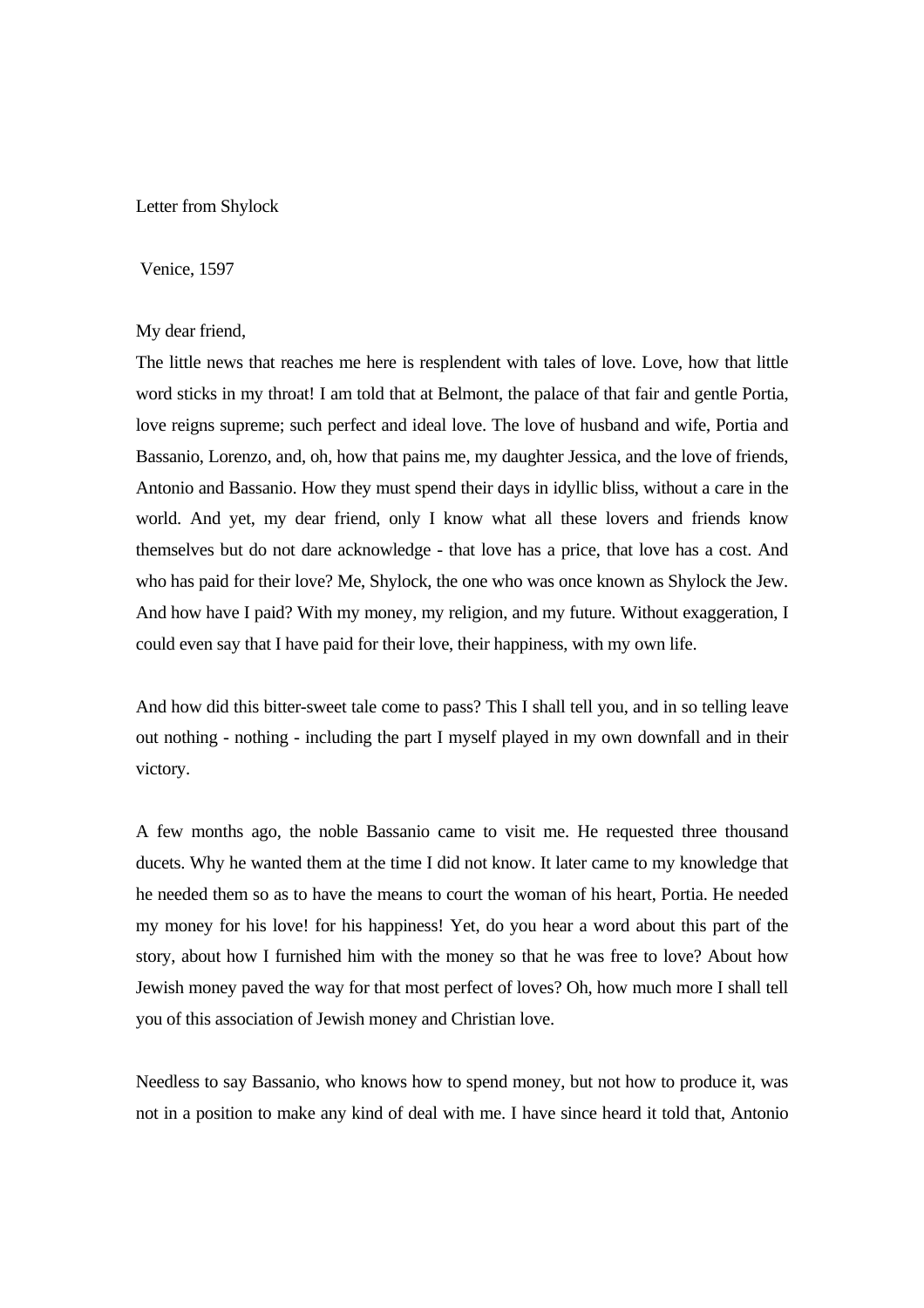Letter from Shylock

Venice, 1597

My dear friend,

The little news that reaches me here is resplendent with tales of love. Love, how that little word sticks in my throat! I am told that at Belmont, the palace of that fair and gentle Portia, love reigns supreme; such perfect and ideal love. The love of husband and wife, Portia and Bassanio, Lorenzo, and, oh, how that pains me, my daughter Jessica, and the love of friends, Antonio and Bassanio. How they must spend their days in idyllic bliss, without a care in the world. And yet, my dear friend, only I know what all these lovers and friends know themselves but do not dare acknowledge - that love has a price, that love has a cost. And who has paid for their love? Me, Shylock, the one who was once known as Shylock the Jew. And how have I paid? With my money, my religion, and my future. Without exaggeration, I could even say that I have paid for their love, their happiness, with my own life.

And how did this bitter-sweet tale come to pass? This I shall tell you, and in so telling leave out nothing - nothing - including the part I myself played in my own downfall and in their victory.

A few months ago, the noble Bassanio came to visit me. He requested three thousand ducets. Why he wanted them at the time I did not know. It later came to my knowledge that he needed them so as to have the means to court the woman of his heart, Portia. He needed my money for his love! for his happiness! Yet, do you hear a word about this part of the story, about how I furnished him with the money so that he was free to love? About how Jewish money paved the way for that most perfect of loves? Oh, how much more I shall tell you of this association of Jewish money and Christian love.

Needless to say Bassanio, who knows how to spend money, but not how to produce it, was not in a position to make any kind of deal with me. I have since heard it told that, Antonio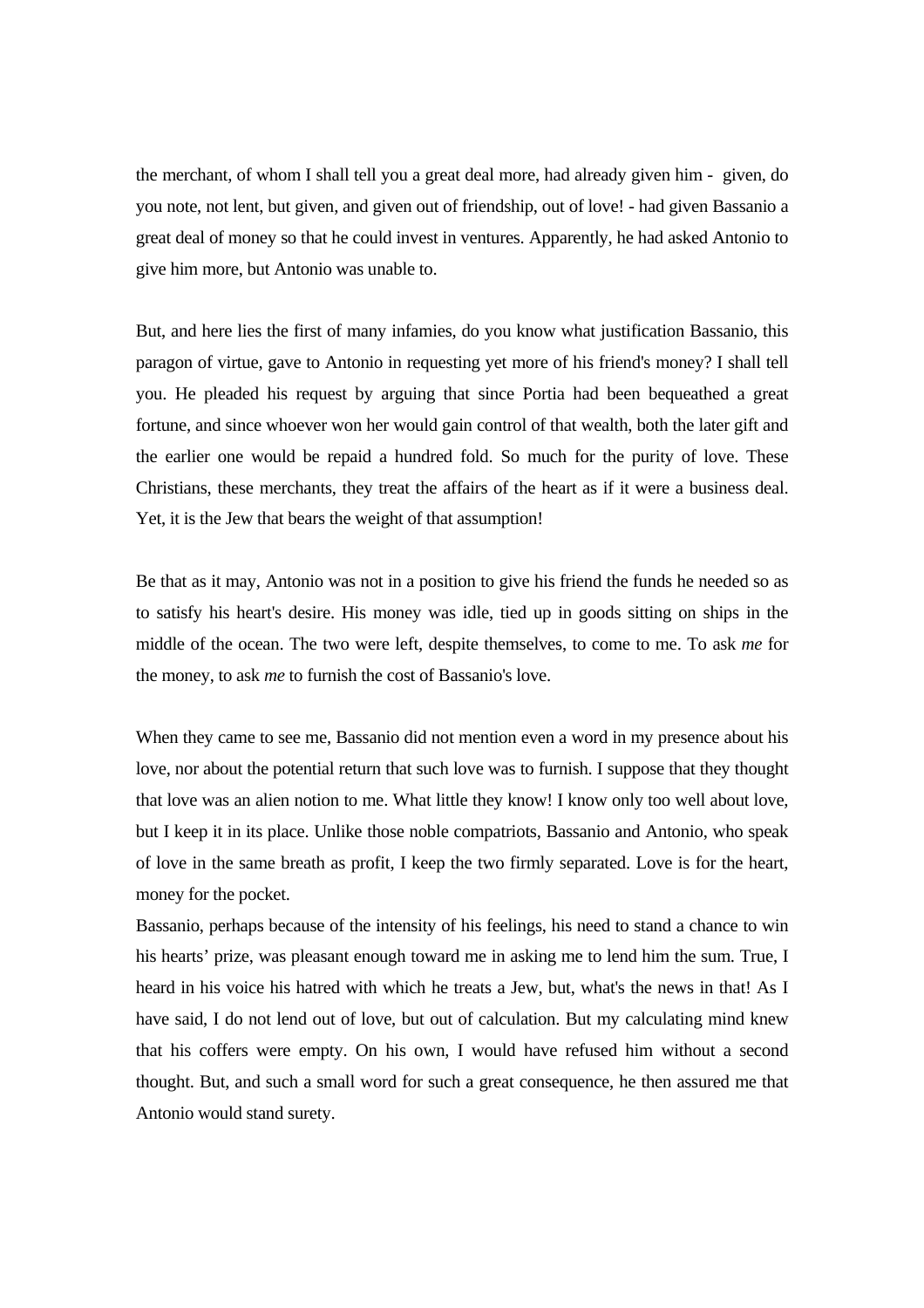the merchant, of whom I shall tell you a great deal more, had already given him - given, do you note, not lent, but given, and given out of friendship, out of love! - had given Bassanio a great deal of money so that he could invest in ventures. Apparently, he had asked Antonio to give him more, but Antonio was unable to.

But, and here lies the first of many infamies, do you know what justification Bassanio, this paragon of virtue, gave to Antonio in requesting yet more of his friend's money? I shall tell you. He pleaded his request by arguing that since Portia had been bequeathed a great fortune, and since whoever won her would gain control of that wealth, both the later gift and the earlier one would be repaid a hundred fold. So much for the purity of love. These Christians, these merchants, they treat the affairs of the heart as if it were a business deal. Yet, it is the Jew that bears the weight of that assumption!

Be that as it may, Antonio was not in a position to give his friend the funds he needed so as to satisfy his heart's desire. His money was idle, tied up in goods sitting on ships in the middle of the ocean. The two were left, despite themselves, to come to me. To ask *me* for the money, to ask *me* to furnish the cost of Bassanio's love.

When they came to see me, Bassanio did not mention even a word in my presence about his love, nor about the potential return that such love was to furnish. I suppose that they thought that love was an alien notion to me. What little they know! I know only too well about love, but I keep it in its place. Unlike those noble compatriots, Bassanio and Antonio, who speak of love in the same breath as profit, I keep the two firmly separated. Love is for the heart, money for the pocket.

Bassanio, perhaps because of the intensity of his feelings, his need to stand a chance to win his hearts' prize, was pleasant enough toward me in asking me to lend him the sum. True, I heard in his voice his hatred with which he treats a Jew, but, what's the news in that! As I have said, I do not lend out of love, but out of calculation. But my calculating mind knew that his coffers were empty. On his own, I would have refused him without a second thought. But, and such a small word for such a great consequence, he then assured me that Antonio would stand surety.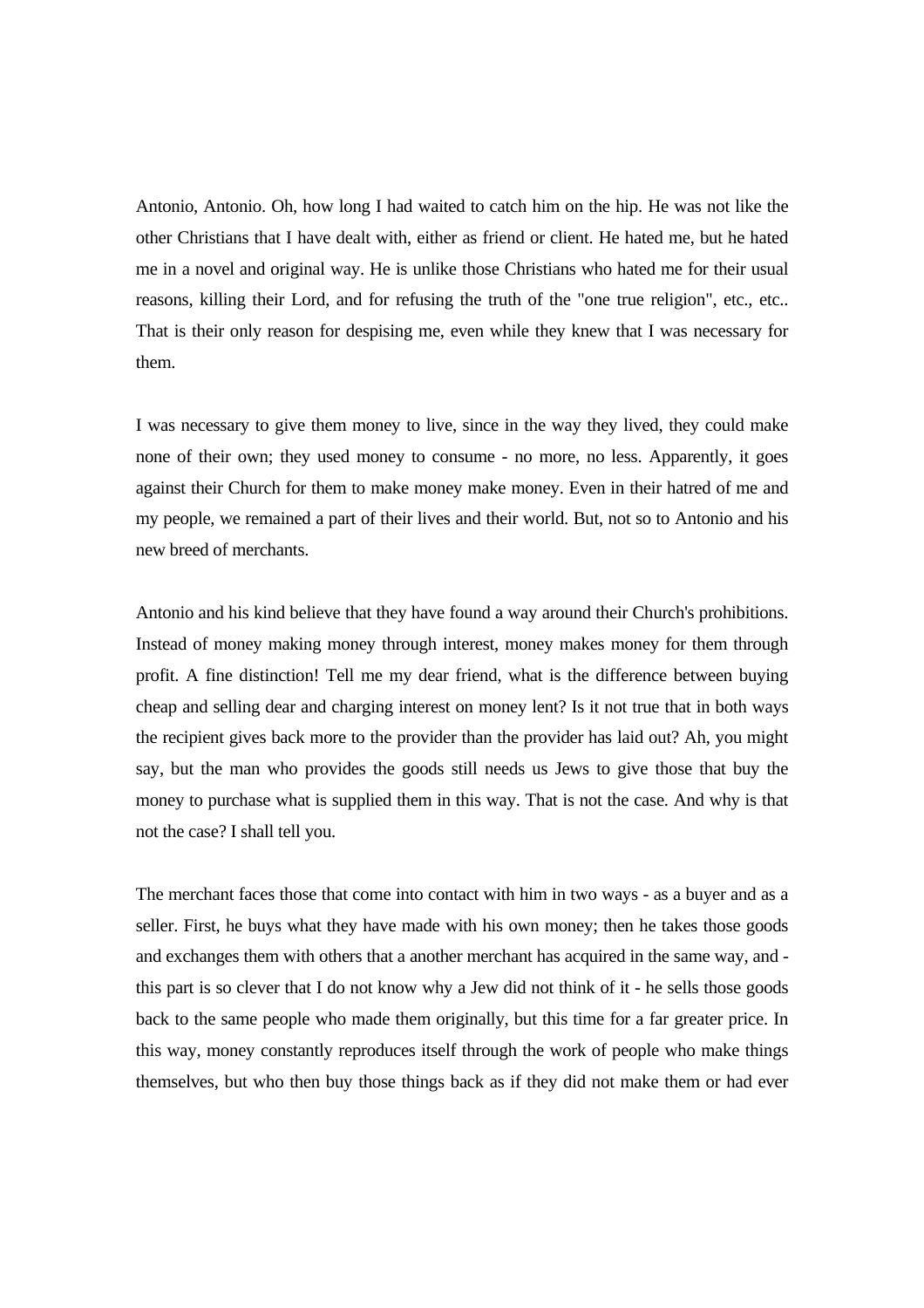Antonio, Antonio. Oh, how long I had waited to catch him on the hip. He was not like the other Christians that I have dealt with, either as friend or client. He hated me, but he hated me in a novel and original way. He is unlike those Christians who hated me for their usual reasons, killing their Lord, and for refusing the truth of the "one true religion", etc., etc.. That is their only reason for despising me, even while they knew that I was necessary for them.

I was necessary to give them money to live, since in the way they lived, they could make none of their own; they used money to consume - no more, no less. Apparently, it goes against their Church for them to make money make money. Even in their hatred of me and my people, we remained a part of their lives and their world. But, not so to Antonio and his new breed of merchants.

Antonio and his kind believe that they have found a way around their Church's prohibitions. Instead of money making money through interest, money makes money for them through profit. A fine distinction! Tell me my dear friend, what is the difference between buying cheap and selling dear and charging interest on money lent? Is it not true that in both ways the recipient gives back more to the provider than the provider has laid out? Ah, you might say, but the man who provides the goods still needs us Jews to give those that buy the money to purchase what is supplied them in this way. That is not the case. And why is that not the case? I shall tell you.

The merchant faces those that come into contact with him in two ways - as a buyer and as a seller. First, he buys what they have made with his own money; then he takes those goods and exchanges them with others that a another merchant has acquired in the same way, and - this part is so clever that I do not know why a Jew did not think of it - he sells those goods back to the same people who made them originally, but this time for a far greater price. In this way, money constantly reproduces itself through the work of people who make things themselves, but who then buy those things back as if they did not make them or had ever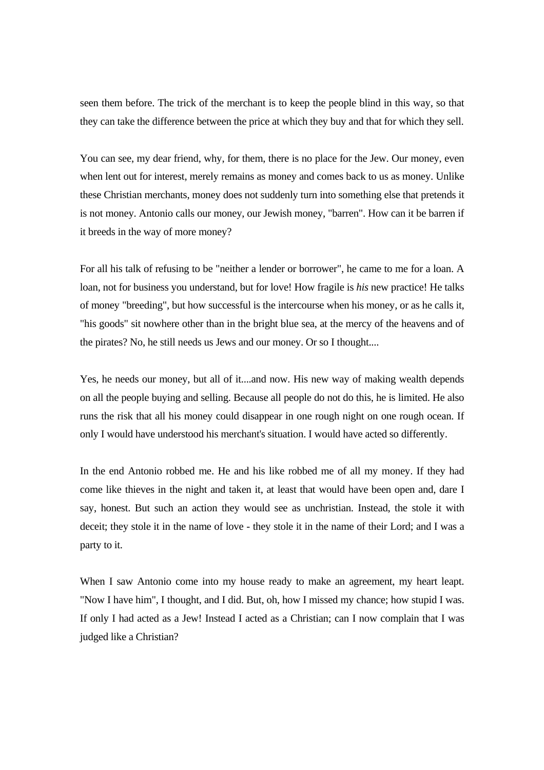seen them before. The trick of the merchant is to keep the people blind in this way, so that they can take the difference between the price at which they buy and that for which they sell.

You can see, my dear friend, why, for them, there is no place for the Jew. Our money, even when lent out for interest, merely remains as money and comes back to us as money. Unlike these Christian merchants, money does not suddenly turn into something else that pretends it is not money. Antonio calls our money, our Jewish money, "barren". How can it be barren if it breeds in the way of more money?

For all his talk of refusing to be "neither a lender or borrower", he came to me for a loan. A loan, not for business you understand, but for love! How fragile is *his* new practice! He talks of money "breeding", but how successful is the intercourse when his money, or as he calls it, "his goods" sit nowhere other than in the bright blue sea, at the mercy of the heavens and of the pirates? No, he still needs us Jews and our money. Or so I thought....

Yes, he needs our money, but all of it....and now. His new way of making wealth depends on all the people buying and selling. Because all people do not do this, he is limited. He also runs the risk that all his money could disappear in one rough night on one rough ocean. If only I would have understood his merchant's situation. I would have acted so differently.

In the end Antonio robbed me. He and his like robbed me of all my money. If they had come like thieves in the night and taken it, at least that would have been open and, dare I say, honest. But such an action they would see as unchristian. Instead, the stole it with deceit; they stole it in the name of love - they stole it in the name of their Lord; and I was a party to it.

When I saw Antonio come into my house ready to make an agreement, my heart leapt. "Now I have him", I thought, and I did. But, oh, how I missed my chance; how stupid I was. If only I had acted as a Jew! Instead I acted as a Christian; can I now complain that I was judged like a Christian?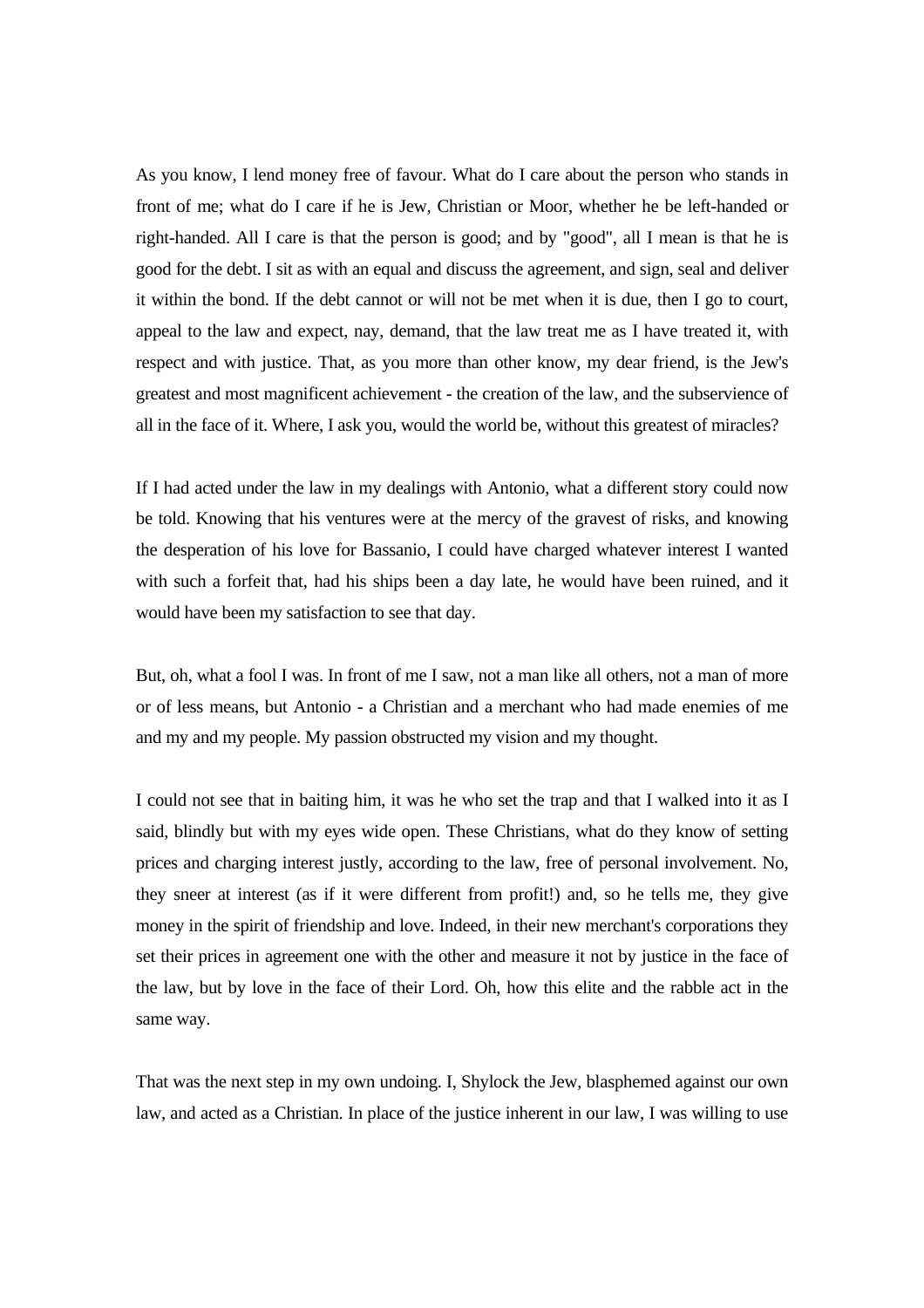As you know, I lend money free of favour. What do I care about the person who stands in front of me; what do I care if he is Jew, Christian or Moor, whether he be left-handed or right-handed. All I care is that the person is good; and by "good", all I mean is that he is good for the debt. I sit as with an equal and discuss the agreement, and sign, seal and deliver it within the bond. If the debt cannot or will not be met when it is due, then I go to court, appeal to the law and expect, nay, demand, that the law treat me as I have treated it, with respect and with justice. That, as you more than other know, my dear friend, is the Jew's greatest and most magnificent achievement - the creation of the law, and the subservience of all in the face of it. Where, I ask you, would the world be, without this greatest of miracles?

If I had acted under the law in my dealings with Antonio, what a different story could now be told. Knowing that his ventures were at the mercy of the gravest of risks, and knowing the desperation of his love for Bassanio, I could have charged whatever interest I wanted with such a forfeit that, had his ships been a day late, he would have been ruined, and it would have been my satisfaction to see that day.

But, oh, what a fool I was. In front of me I saw, not a man like all others, not a man of more or of less means, but Antonio - a Christian and a merchant who had made enemies of me and my and my people. My passion obstructed my vision and my thought.

I could not see that in baiting him, it was he who set the trap and that I walked into it as I said, blindly but with my eyes wide open. These Christians, what do they know of setting prices and charging interest justly, according to the law, free of personal involvement. No, they sneer at interest (as if it were different from profit!) and, so he tells me, they give money in the spirit of friendship and love. Indeed, in their new merchant's corporations they set their prices in agreement one with the other and measure it not by justice in the face of the law, but by love in the face of their Lord. Oh, how this elite and the rabble act in the same way.

That was the next step in my own undoing. I, Shylock the Jew, blasphemed against our own law, and acted as a Christian. In place of the justice inherent in our law, I was willing to use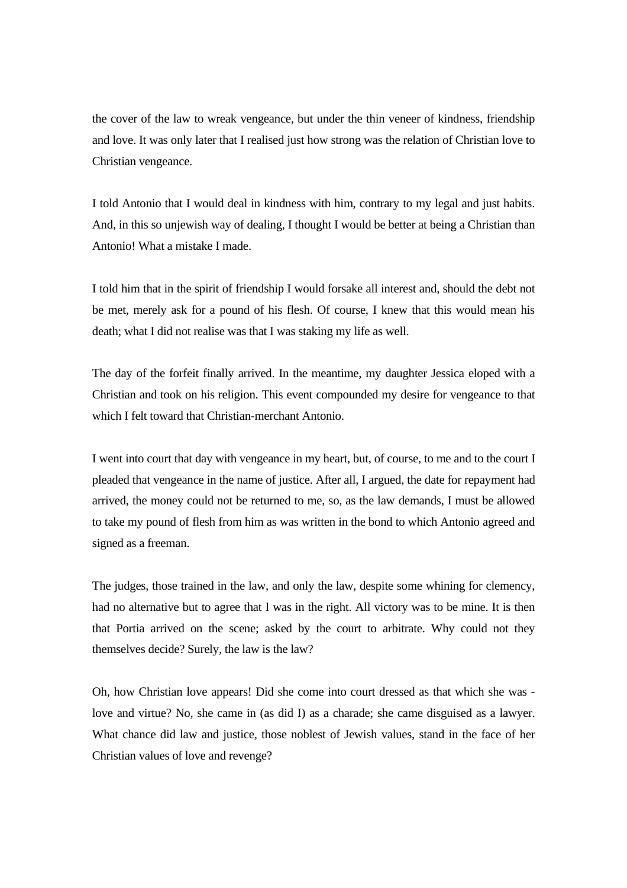the cover of the law to wreak vengeance, but under the thin veneer of kindness, friendship and love. It was only later that I realised just how strong was the relation of Christian love to Christian vengeance.

I told Antonio that I would deal in kindness with him, contrary to my legal and just habits. And, in this so unjewish way of dealing, I thought I would be better at being a Christian than Antonio! What a mistake I made.

I told him that in the spirit of friendship I would forsake all interest and, should the debt not be met, merely ask for a pound of his flesh. Of course, I knew that this would mean his death; what I did not realise was that I was staking my life as well.

The day of the forfeit finally arrived. In the meantime, my daughter Jessica eloped with a Christian and took on his religion. This event compounded my desire for vengeance to that which I felt toward that Christian-merchant Antonio.

I went into court that day with vengeance in my heart, but, of course, to me and to the court I pleaded that vengeance in the name of justice. After all, I argued, the date for repayment had arrived, the money could not be returned to me, so, as the law demands, I must be allowed to take my pound of flesh from him as was written in the bond to which Antonio agreed and signed as a freeman.

The judges, those trained in the law, and only the law, despite some whining for clemency, had no alternative but to agree that I was in the right. All victory was to be mine. It is then that Portia arrived on the scene; asked by the court to arbitrate. Why could not they themselves decide? Surely, the law is the law?

Oh, how Christian love appears! Did she come into court dressed as that which she was - love and virtue? No, she came in (as did I) as a charade; she came disguised as a lawyer. What chance did law and justice, those noblest of Jewish values, stand in the face of her Christian values of love and revenge?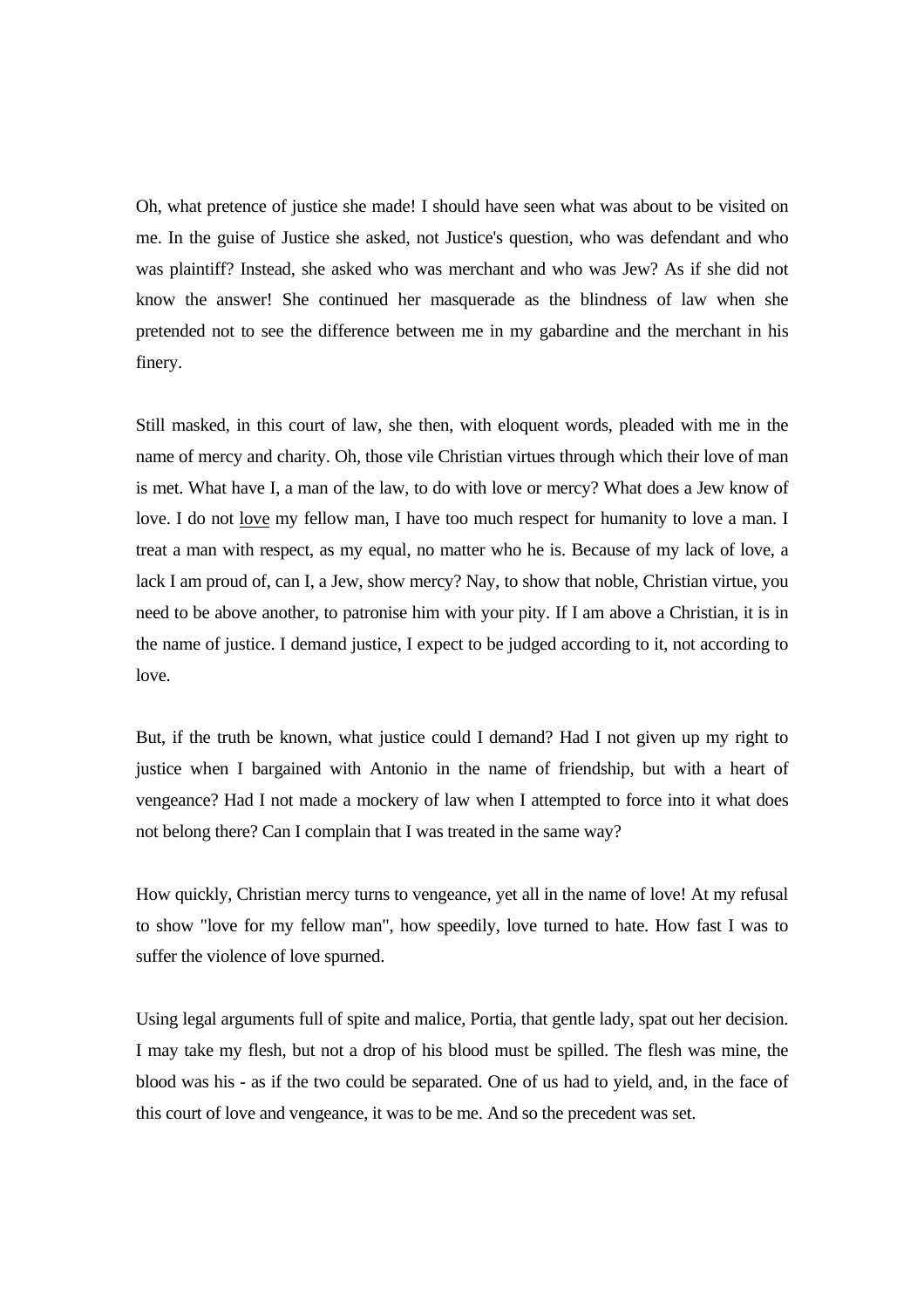Oh, what pretence of justice she made! I should have seen what was about to be visited on me. In the guise of Justice she asked, not Justice's question, who was defendant and who was plaintiff? Instead, she asked who was merchant and who was Jew? As if she did not know the answer! She continued her masquerade as the blindness of law when she pretended not to see the difference between me in my gabardine and the merchant in his finery.

Still masked, in this court of law, she then, with eloquent words, pleaded with me in the name of mercy and charity. Oh, those vile Christian virtues through which their love of man is met. What have I, a man of the law, to do with love or mercy? What does a Jew know of love. I do not <u>love</u> my fellow man, I have too much respect for humanity to love a man. I treat a man with respect, as my equal, no matter who he is. Because of my lack of love, a lack I am proud of, can I, a Jew, show mercy? Nay, to show that noble, Christian virtue, you need to be above another, to patronise him with your pity. If I am above a Christian, it is in the name of justice. I demand justice, I expect to be judged according to it, not according to love.

But, if the truth be known, what justice could I demand? Had I not given up my right to justice when I bargained with Antonio in the name of friendship, but with a heart of vengeance? Had I not made a mockery of law when I attempted to force into it what does not belong there? Can I complain that I was treated in the same way?

How quickly, Christian mercy turns to vengeance, yet all in the name of love! At my refusal to show "love for my fellow man", how speedily, love turned to hate. How fast I was to suffer the violence of love spurned.

Using legal arguments full of spite and malice, Portia, that gentle lady, spat out her decision. I may take my flesh, but not a drop of his blood must be spilled. The flesh was mine, the blood was his - as if the two could be separated. One of us had to yield, and, in the face of this court of love and vengeance, it was to be me. And so the precedent was set.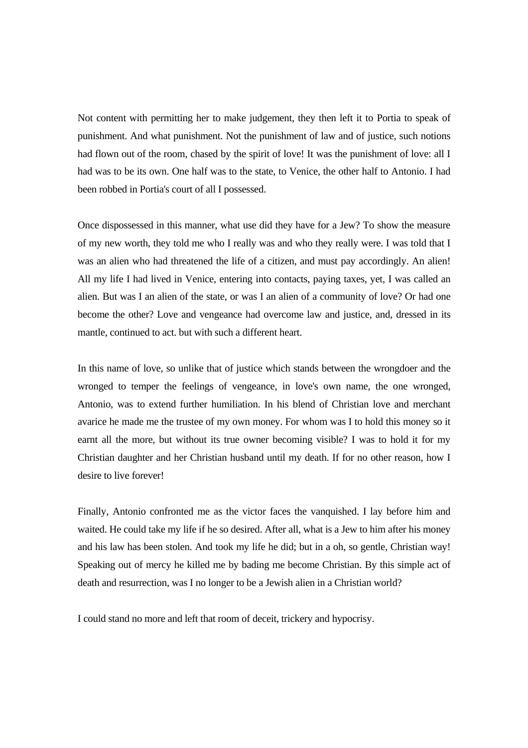Not content with permitting her to make judgement, they then left it to Portia to speak of punishment. And what punishment. Not the punishment of law and of justice, such notions had flown out of the room, chased by the spirit of love! It was the punishment of love: all I had was to be its own. One half was to the state, to Venice, the other half to Antonio. I had been robbed in Portia's court of all I possessed.

Once dispossessed in this manner, what use did they have for a Jew? To show the measure of my new worth, they told me who I really was and who they really were. I was told that I was an alien who had threatened the life of a citizen, and must pay accordingly. An alien! All my life I had lived in Venice, entering into contacts, paying taxes, yet, I was called an alien. But was I an alien of the state, or was I an alien of a community of love? Or had one become the other? Love and vengeance had overcome law and justice, and, dressed in its mantle, continued to act. but with such a different heart.

In this name of love, so unlike that of justice which stands between the wrongdoer and the wronged to temper the feelings of vengeance, in love's own name, the one wronged, Antonio, was to extend further humiliation. In his blend of Christian love and merchant avarice he made me the trustee of my own money. For whom was I to hold this money so it earnt all the more, but without its true owner becoming visible? I was to hold it for my Christian daughter and her Christian husband until my death. If for no other reason, how I desire to live forever!

Finally, Antonio confronted me as the victor faces the vanquished. I lay before him and waited. He could take my life if he so desired. After all, what is a Jew to him after his money and his law has been stolen. And took my life he did; but in a oh, so gentle, Christian way! Speaking out of mercy he killed me by bading me become Christian. By this simple act of death and resurrection, was I no longer to be a Jewish alien in a Christian world?

I could stand no more and left that room of deceit, trickery and hypocrisy.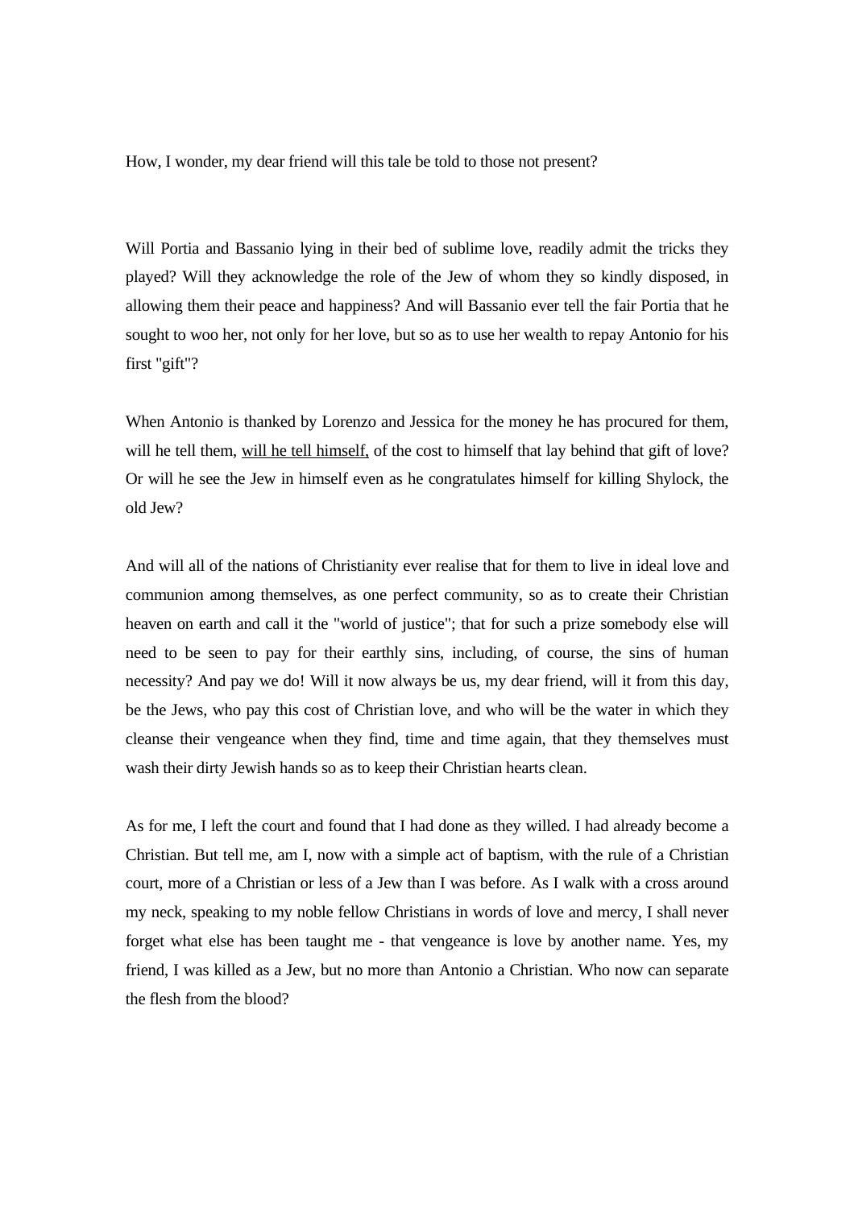How, I wonder, my dear friend will this tale be told to those not present?

Will Portia and Bassanio lying in their bed of sublime love, readily admit the tricks they played? Will they acknowledge the role of the Jew of whom they so kindly disposed, in allowing them their peace and happiness? And will Bassanio ever tell the fair Portia that he sought to woo her, not only for her love, but so as to use her wealth to repay Antonio for his first "gift"?

When Antonio is thanked by Lorenzo and Jessica for the money he has procured for them, will he tell them, <u>will he tell himself,</u> of the cost to himself that lay behind that gift of love? Or will he see the Jew in himself even as he congratulates himself for killing Shylock, the old Jew?

And will all of the nations of Christianity ever realise that for them to live in ideal love and communion among themselves, as one perfect community, so as to create their Christian heaven on earth and call it the "world of justice"; that for such a prize somebody else will need to be seen to pay for their earthly sins, including, of course, the sins of human necessity? And pay we do! Will it now always be us, my dear friend, will it from this day, be the Jews, who pay this cost of Christian love, and who will be the water in which they cleanse their vengeance when they find, time and time again, that they themselves must wash their dirty Jewish hands so as to keep their Christian hearts clean.

As for me, I left the court and found that I had done as they willed. I had already become a Christian. But tell me, am I, now with a simple act of baptism, with the rule of a Christian court, more of a Christian or less of a Jew than I was before. As I walk with a cross around my neck, speaking to my noble fellow Christians in words of love and mercy, I shall never forget what else has been taught me - that vengeance is love by another name. Yes, my friend, I was killed as a Jew, but no more than Antonio a Christian. Who now can separate the flesh from the blood?